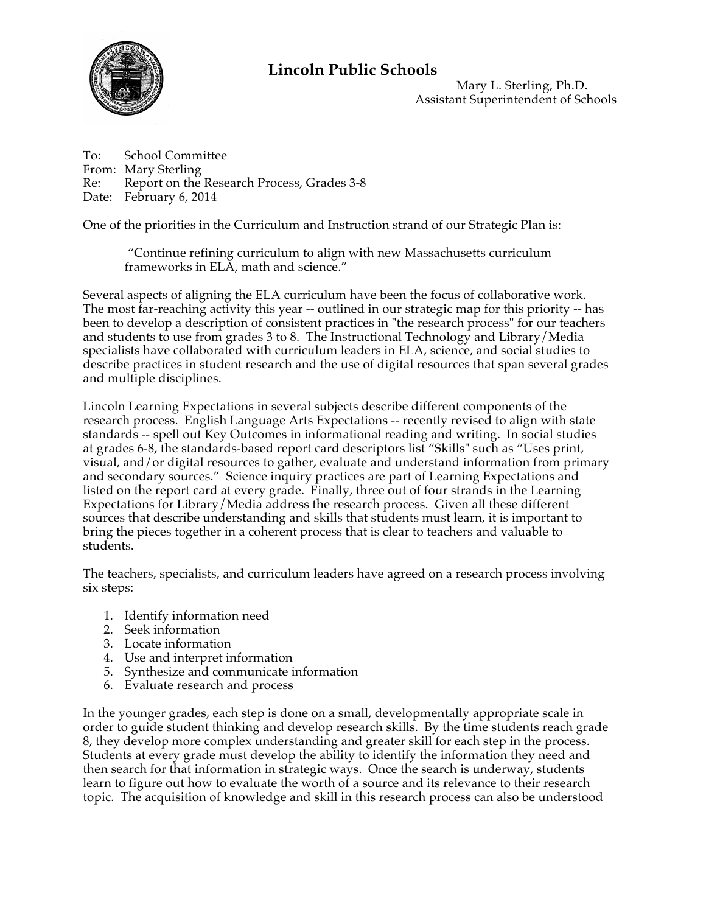# Lincoln Public Schools

Mary L. Sterling, Ph.D.
Assistant Superintendent of Schools

To: School Committee
From: Mary Sterling
Re: Report on the Research Process, Grades 3-8
Date: February 6, 2014

One of the priorities in the Curriculum and Instruction strand of our Strategic Plan is:

> "Continue refining curriculum to align with new Massachusetts curriculum frameworks in ELA, math and science."

Several aspects of aligning the ELA curriculum have been the focus of collaborative work. The most far-reaching activity this year -- outlined in our strategic map for this priority -- has been to develop a description of consistent practices in "the research process" for our teachers and students to use from grades 3 to 8. The Instructional Technology and Library/Media specialists have collaborated with curriculum leaders in ELA, science, and social studies to describe practices in student research and the use of digital resources that span several grades and multiple disciplines.

Lincoln Learning Expectations in several subjects describe different components of the research process. English Language Arts Expectations -- recently revised to align with state standards -- spell out Key Outcomes in informational reading and writing. In social studies at grades 6-8, the standards-based report card descriptors list "Skills" such as "Uses print, visual, and/or digital resources to gather, evaluate and understand information from primary and secondary sources." Science inquiry practices are part of Learning Expectations and listed on the report card at every grade. Finally, three out of four strands in the Learning Expectations for Library/Media address the research process. Given all these different sources that describe understanding and skills that students must learn, it is important to bring the pieces together in a coherent process that is clear to teachers and valuable to students.

The teachers, specialists, and curriculum leaders have agreed on a research process involving six steps:

1. Identify information need
2. Seek information
3. Locate information
4. Use and interpret information
5. Synthesize and communicate information
6. Evaluate research and process

In the younger grades, each step is done on a small, developmentally appropriate scale in order to guide student thinking and develop research skills. By the time students reach grade 8, they develop more complex understanding and greater skill for each step in the process. Students at every grade must develop the ability to identify the information they need and then search for that information in strategic ways. Once the search is underway, students learn to figure out how to evaluate the worth of a source and its relevance to their research topic. The acquisition of knowledge and skill in this research process can also be understood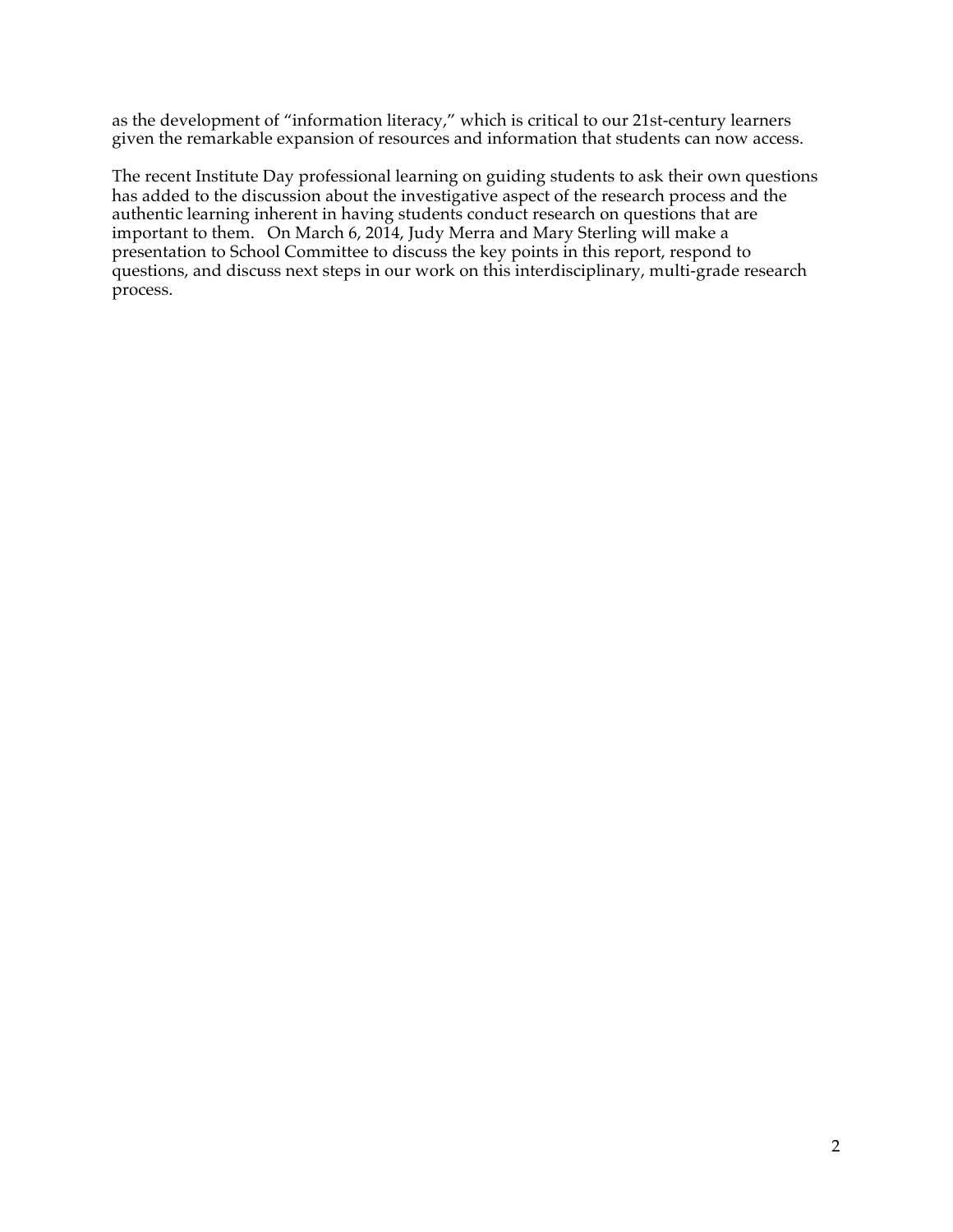as the development of "information literacy," which is critical to our 21st-century learners given the remarkable expansion of resources and information that students can now access.

The recent Institute Day professional learning on guiding students to ask their own questions has added to the discussion about the investigative aspect of the research process and the authentic learning inherent in having students conduct research on questions that are important to them. On March 6, 2014, Judy Merra and Mary Sterling will make a presentation to School Committee to discuss the key points in this report, respond to questions, and discuss next steps in our work on this interdisciplinary, multi-grade research process.